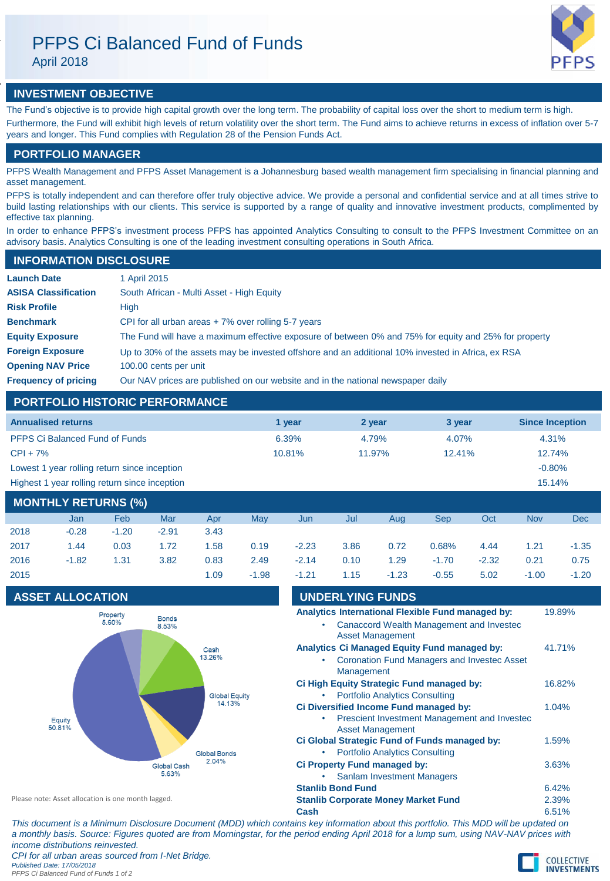# PFPS Ci Balanced Fund of Funds

April 2018

## INVESTMENT OBJECTIVE

The Fund's objective is to provide high capital growth over the long term. The probability of capital loss over the short to medium term is high. Furthermore, the Fund will exhibit high levels of return volatility over the short term. The Fund aims to achieve returns in excess of inflation over 5-7 years and longer. This Fund complies with Regulation 28 of the Pension Funds Act.

## PORTFOLIO MANAGER

PFPS Wealth Management and PFPS Asset Management is a Johannesburg based wealth management firm specialising in financial planning and asset management.

PFPS is totally independent and can therefore offer truly objective advice. We provide a personal and confidential service and at all times strive to build lasting relationships with our clients. This service is supported by a range of quality and innovative investment products, complimented by effective tax planning.

In order to enhance PFPS's investment process PFPS has appointed Analytics Consulting to consult to the PFPS Investment Committee on an advisory basis. Analytics Consulting is one of the leading investment consulting operations in South Africa.

## INFORMATION DISCLOSURE

| | |
|---|---|
| **Launch Date** | 1 April 2015 |
| **ASISA Classification** | South African - Multi Asset - High Equity |
| **Risk Profile** | High |
| **Benchmark** | CPI for all urban areas + 7% over rolling 5-7 years |
| **Equity Exposure** | The Fund will have a maximum effective exposure of between 0% and 75% for equity and 25% for property |
| **Foreign Exposure** | Up to 30% of the assets may be invested offshore and an additional 10% invested in Africa, ex RSA |
| **Opening NAV Price** | 100.00 cents per unit |
| **Frequency of pricing** | Our NAV prices are published on our website and in the national newspaper daily |

## PORTFOLIO HISTORIC PERFORMANCE

| Annualised returns | 1 year | 2 year | 3 year | Since Inception |
|---|---|---|---|---|
| PFPS Ci Balanced Fund of Funds | 6.39% | 4.79% | 4.07% | 4.31% |
| CPI + 7% | 10.81% | 11.97% | 12.41% | 12.74% |
| Lowest 1 year rolling return since inception | | | | -0.80% |
| Highest 1 year rolling return since inception | | | | 15.14% |

## MONTHLY RETURNS (%)

| | Jan | Feb | Mar | Apr | May | Jun | Jul | Aug | Sep | Oct | Nov | Dec |
|---|---|---|---|---|---|---|---|---|---|---|---|---|
| 2018 | -0.28 | -1.20 | -2.91 | 3.43 | | | | | | | | |
| 2017 | 1.44 | 0.03 | 1.72 | 1.58 | 0.19 | -2.23 | 3.86 | 0.72 | 0.68% | 4.44 | 1.21 | -1.35 |
| 2016 | -1.82 | 1.31 | 3.82 | 0.83 | 2.49 | -2.14 | 0.10 | 1.29 | -1.70 | -2.32 | 0.21 | 0.75 |
| 2015 | | | | 1.09 | -1.98 | -1.21 | 1.15 | -1.23 | -0.55 | 5.02 | -1.00 | -1.20 |

## ASSET ALLOCATION

| Asset class | Allocation |
|---|---|
| Equity | 50.81% |
| Global Equity | 14.13% |
| Cash | 13.26% |
| Bonds | 8.53% |
| Global Cash | 5.63% |
| Property | 5.60% |
| Global Bonds | 2.04% |

Please note: Asset allocation is one month lagged.

## UNDERLYING FUNDS

| Fund | Weight |
|---|---|
| **Analytics International Flexible Fund managed by:** | 19.89% |
| • Canaccord Wealth Management and Investec Asset Management | |
| **Analytics Ci Managed Equity Fund managed by:** | 41.71% |
| • Coronation Fund Managers and Investec Asset Management | |
| **Ci High Equity Strategic Fund managed by:** | 16.82% |
| • Portfolio Analytics Consulting | |
| **Ci Diversified Income Fund managed by:** | 1.04% |
| • Prescient Investment Management and Investec Asset Management | |
| **Ci Global Strategic Fund of Funds managed by:** | 1.59% |
| • Portfolio Analytics Consulting | |
| **Ci Property Fund managed by:** | 3.63% |
| • Sanlam Investment Managers | |
| **Stanlib Bond Fund** | 6.42% |
| **Stanlib Corporate Money Market Fund** | 2.39% |
| **Cash** | 6.51% |

*This document is a Minimum Disclosure Document (MDD) which contains key information about this portfolio. This MDD will be updated on a monthly basis. Source: Figures quoted are from Morningstar, for the period ending April 2018 for a lump sum, using NAV-NAV prices with income distributions reinvested.*

*CPI for all urban areas sourced from I-Net Bridge.*

*Published Date: 17/05/2018*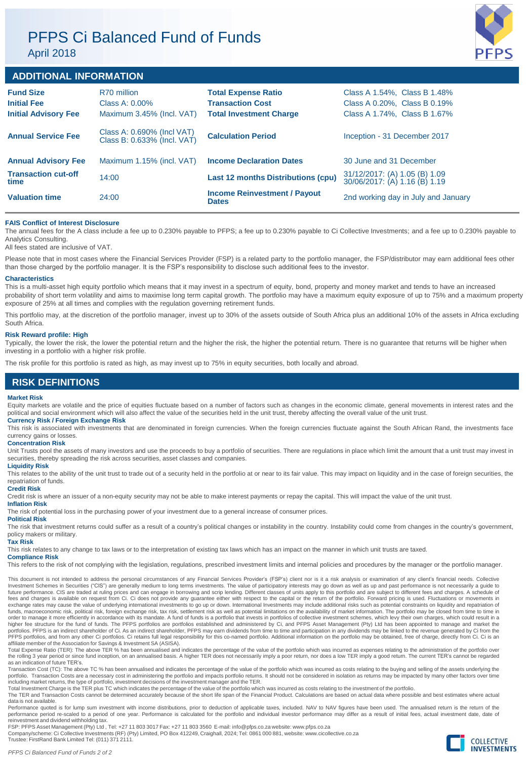# PFPS Ci Balanced Fund of Funds

April 2018

## ADDITIONAL INFORMATION

| | | | |
|---|---|---|---|
| **Fund Size** | R70 million | **Total Expense Ratio** | Class A 1.54%, Class B 1.48% |
| **Initial Fee** | Class A: 0.00% | **Transaction Cost** | Class A 0.20%, Class B 0.19% |
| **Initial Advisory Fee** | Maximum 3.45% (Incl. VAT) | **Total Investment Charge** | Class A 1.74%, Class B 1.67% |
| **Annual Service Fee** | Class A: 0.690% (Incl VAT) Class B: 0.633% (Incl. VAT) | **Calculation Period** | Inception - 31 December 2017 |
| **Annual Advisory Fee** | Maximum 1.15% (incl. VAT) | **Income Declaration Dates** | 30 June and 31 December |
| **Transaction cut-off time** | 14:00 | **Last 12 months Distributions (cpu)** | 31/12/2017: (A) 1.05 (B) 1.09 30/06/2017: (A) 1.16 (B) 1.19 |
| **Valuation time** | 24:00 | **Income Reinvestment / Payout Dates** | 2nd working day in July and January |

### FAIS Conflict of Interest Disclosure

The annual fees for the A class include a fee up to 0.230% payable to PFPS; a fee up to 0.230% payable to Ci Collective Investments; and a fee up to 0.230% payable to Analytics Consulting.

All fees stated are inclusive of VAT.

Please note that in most cases where the Financial Services Provider (FSP) is a related party to the portfolio manager, the FSP/distributor may earn additional fees other than those charged by the portfolio manager. It is the FSP's responsibility to disclose such additional fees to the investor.

### Characteristics

This is a multi-asset high equity portfolio which means that it may invest in a spectrum of equity, bond, property and money market and tends to have an increased probability of short term volatility and aims to maximise long term capital growth. The portfolio may have a maximum equity exposure of up to 75% and a maximum property exposure of 25% at all times and complies with the regulation governing retirement funds.

This portfolio may, at the discretion of the portfolio manager, invest up to 30% of the assets outside of South Africa plus an additional 10% of the assets in Africa excluding South Africa.

### Risk Reward profile: High

Typically, the lower the risk, the lower the potential return and the higher the risk, the higher the potential return. There is no guarantee that returns will be higher when investing in a portfolio with a higher risk profile.

The risk profile for this portfolio is rated as high, as may invest up to 75% in equity securities, both locally and abroad.

## RISK DEFINITIONS

**Market Risk**

Equity markets are volatile and the price of equities fluctuate based on a number of factors such as changes in the economic climate, general movements in interest rates and the political and social environment which will also affect the value of the securities held in the unit trust, thereby affecting the overall value of the unit trust.

**Currency Risk / Foreign Exchange Risk**

This risk is associated with investments that are denominated in foreign currencies. When the foreign currencies fluctuate against the South African Rand, the investments face currency gains or losses.

**Concentration Risk**

Unit Trusts pool the assets of many investors and use the proceeds to buy a portfolio of securities. There are regulations in place which limit the amount that a unit trust may invest in securities, thereby spreading the risk across securities, asset classes and companies.

**Liquidity Risk**

This relates to the ability of the unit trust to trade out of a security held in the portfolio at or near to its fair value. This may impact on liquidity and in the case of foreign securities, the repatriation of funds.

**Credit Risk**

Credit risk is where an issuer of a non-equity security may not be able to make interest payments or repay the capital. This will impact the value of the unit trust.

**Inflation Risk**

The risk of potential loss in the purchasing power of your investment due to a general increase of consumer prices.

**Political Risk**

The risk that investment returns could suffer as a result of a country's political changes or instability in the country. Instability could come from changes in the country's government, policy makers or military.

**Tax Risk**

This risk relates to any change to tax laws or to the interpretation of existing tax laws which has an impact on the manner in which unit trusts are taxed.

**Compliance Risk**

This refers to the risk of not complying with the legislation, regulations, prescribed investment limits and internal policies and procedures by the manager or the portfolio manager.

This document is not intended to address the personal circumstances of any Financial Services Provider's (FSP's) client nor is it a risk analysis or examination of any client's financial needs. Collective Investment Schemes in Securities ("CIS") are generally medium to long terms investments. The value of participatory interests may go down as well as up and past performance is not necessarily a guide to future performance. CIS are traded at ruling prices and can engage in borrowing and scrip lending. Different classes of units apply to this portfolio and are subject to different fees and charges. A schedule of fees and charges is available on request from Ci. Ci does not provide any guarantee either with respect to the capital or the return of the portfolio. Forward pricing is used. Fluctuations or movements in exchange rates may cause the value of underlying international investments to go up or down. International Investments may include additional risks such as potential constraints on liquidity and repatriation of funds, macroeconomic risk, political risk, foreign exchange risk, tax risk, settlement risk as well as potential limitations on the availability of market information. The portfolio may be closed from time to time in order to manage it more efficiently in accordance with its mandate. A fund of funds is a portfolio that invests in portfolios of collective investment schemes, which levy their own charges, which could result in a higher fee structure for the fund of funds. The PFPS portfolios are portfolios established and administered by Ci, and PFPS Asset Management (Pty) Ltd has been appointed to manage and market the portfolios. PFPS is an indirect shareholder of Ci. As an indirect shareholder, PFPS may earn dividends from time to time and participation in any dividends may be linked to the revenue generated by Ci from the PFPS portfolios, and from any other Ci portfolios. Ci retains full legal responsibility for this co-named portfolio. Additional information on the portfolio may be obtained, free of charge, directly from Ci. Ci is an affiliate member of the Association for Savings & Investment SA (ASISA).

Total Expense Ratio (TER): The above TER % has been annualised and indicates the percentage of the value of the portfolio which was incurred as expenses relating to the administration of the portfolio over the rolling 3 year period or since fund inception, on an annualised basis. A higher TER does not necessarily imply a poor return, nor does a low TER imply a good return. The current TER's cannot be regarded as an indication of future TER's.

Transaction Cost (TC): The above TC % has been annualised and indicates the percentage of the value of the portfolio which was incurred as costs relating to the buying and selling of the assets underlying the portfolio. Transaction Costs are a necessary cost in administering the portfolio and impacts portfolio returns. It should not be considered in isolation as returns may be impacted by many other factors over time including market returns, the type of portfolio, investment decisions of the investment manager and the TER.

Total Investment Charge is the TER plus TC which indicates the percentage of the value of the portfolio which was incurred as costs relating to the investment of the portfolio.

The TER and Transaction Costs cannot be determined accurately because of the short life span of the Financial Product. Calculations are based on actual data where possible and best estimates where actual data is not available.

Performance quoted is for lump sum investment with income distributions, prior to deduction of applicable taxes, included. NAV to NAV figures have been used. The annualised return is the return of the performance period re-scaled to a period of one year. Performance is calculated for the portfolio and individual investor performance may differ as a result of initial fees, actual investment date, date of reinvestment and dividend withholding tax.

FSP: PFPS Asset Management (Pty) Ltd , Tel: +27 11 803 3017 Fax: +27 11 803 3560 E-mail: info@pfps.co.za website: www.pfps.co.za

Company/scheme: Ci Collective Investments (RF) (Pty) Limited, PO Box 412249, Craighall, 2024; Tel: 0861 000 881, website: www.cicollective.co.za

Trustee: FirstRand Bank Limited Tel: (011) 371 2111.